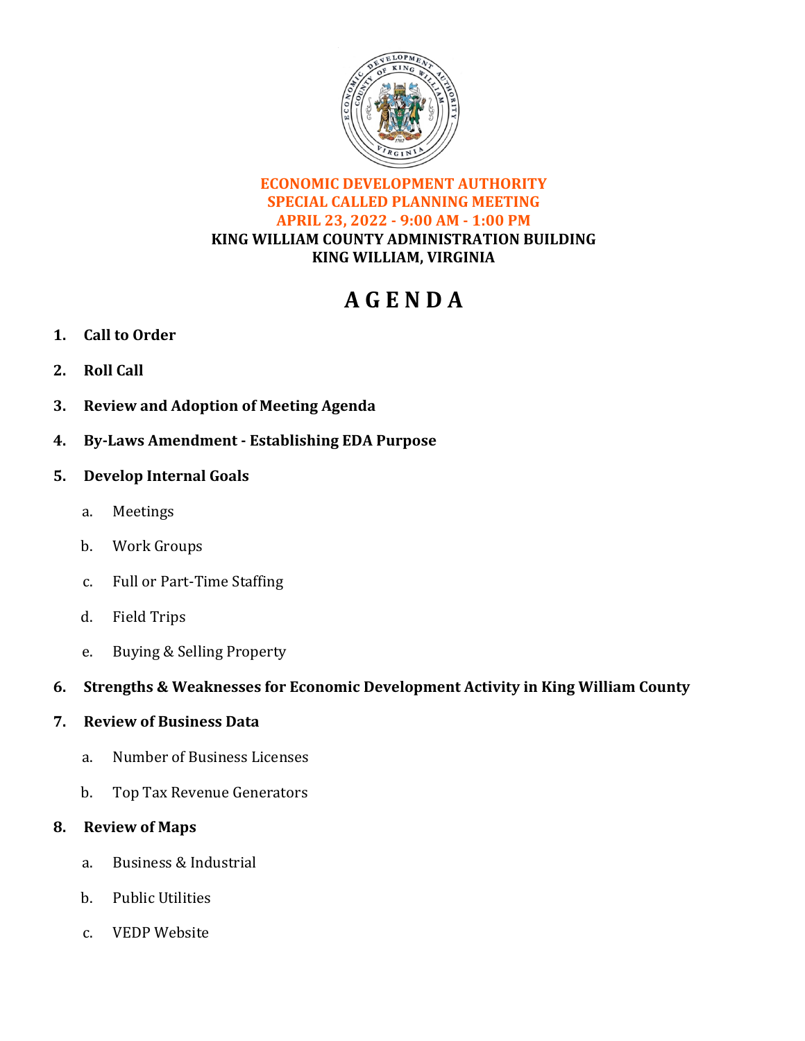**ECONOMIC DEVELOPMENT AUTHORITY**
**SPECIAL CALLED PLANNING MEETING**
**APRIL 23, 2022 - 9:00 AM - 1:00 PM**
**KING WILLIAM COUNTY ADMINISTRATION BUILDING**
**KING WILLIAM, VIRGINIA**

# A G E N D A

1. **Call to Order**
2. **Roll Call**
3. **Review and Adoption of Meeting Agenda**
4. **By-Laws Amendment - Establishing EDA Purpose**
5. **Develop Internal Goals**
   a. Meetings
   b. Work Groups
   c. Full or Part-Time Staffing
   d. Field Trips
   e. Buying & Selling Property
6. **Strengths & Weaknesses for Economic Development Activity in King William County**
7. **Review of Business Data**
   a. Number of Business Licenses
   b. Top Tax Revenue Generators
8. **Review of Maps**
   a. Business & Industrial
   b. Public Utilities
   c. VEDP Website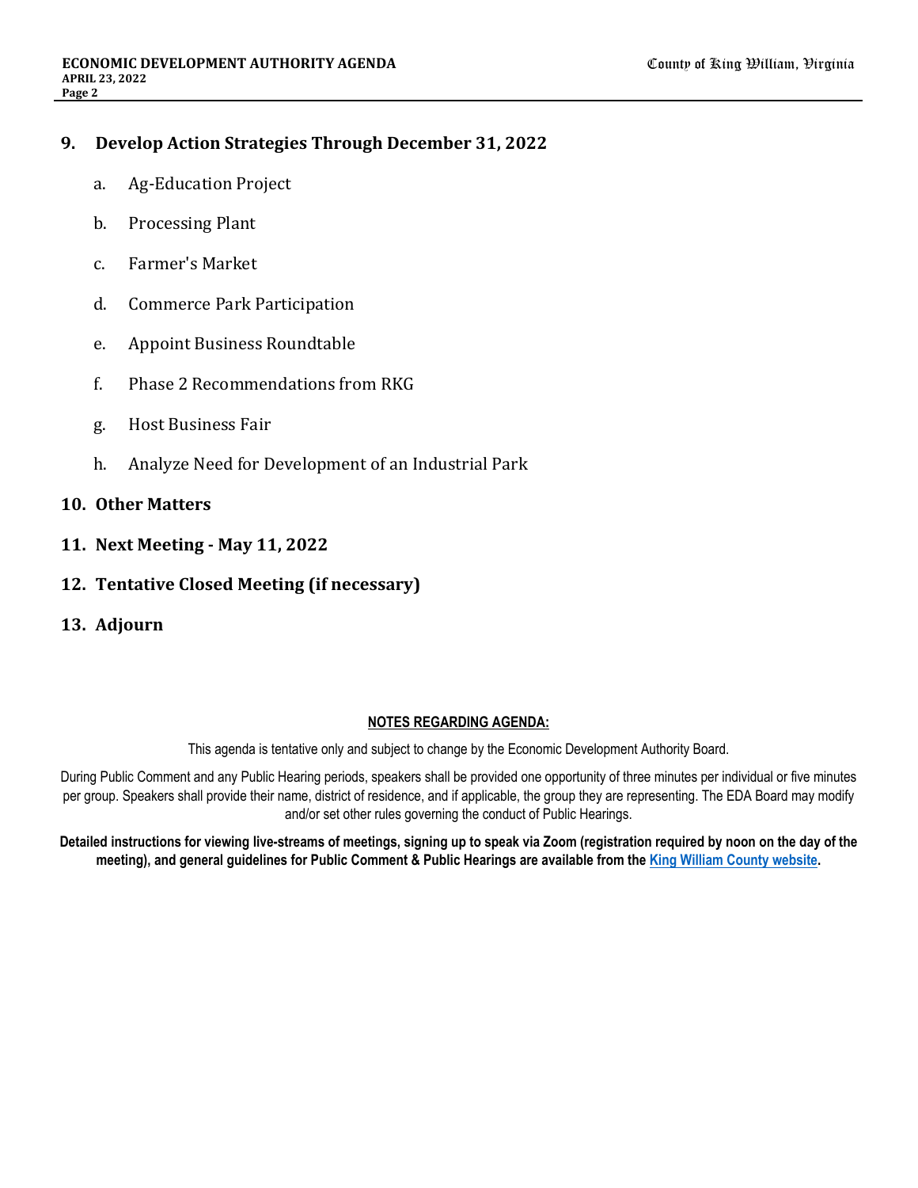## 9. Develop Action Strategies Through December 31, 2022

a. Ag-Education Project

b. Processing Plant

c. Farmer's Market

d. Commerce Park Participation

e. Appoint Business Roundtable

f. Phase 2 Recommendations from RKG

g. Host Business Fair

h. Analyze Need for Development of an Industrial Park

## 10. Other Matters

## 11. Next Meeting - May 11, 2022

## 12. Tentative Closed Meeting (if necessary)

## 13. Adjourn

**NOTES REGARDING AGENDA:**

This agenda is tentative only and subject to change by the Economic Development Authority Board.

During Public Comment and any Public Hearing periods, speakers shall be provided one opportunity of three minutes per individual or five minutes per group. Speakers shall provide their name, district of residence, and if applicable, the group they are representing. The EDA Board may modify and/or set other rules governing the conduct of Public Hearings.

**Detailed instructions for viewing live-streams of meetings, signing up to speak via Zoom (registration required by noon on the day of the meeting), and general guidelines for Public Comment & Public Hearings are available from the King William County website.**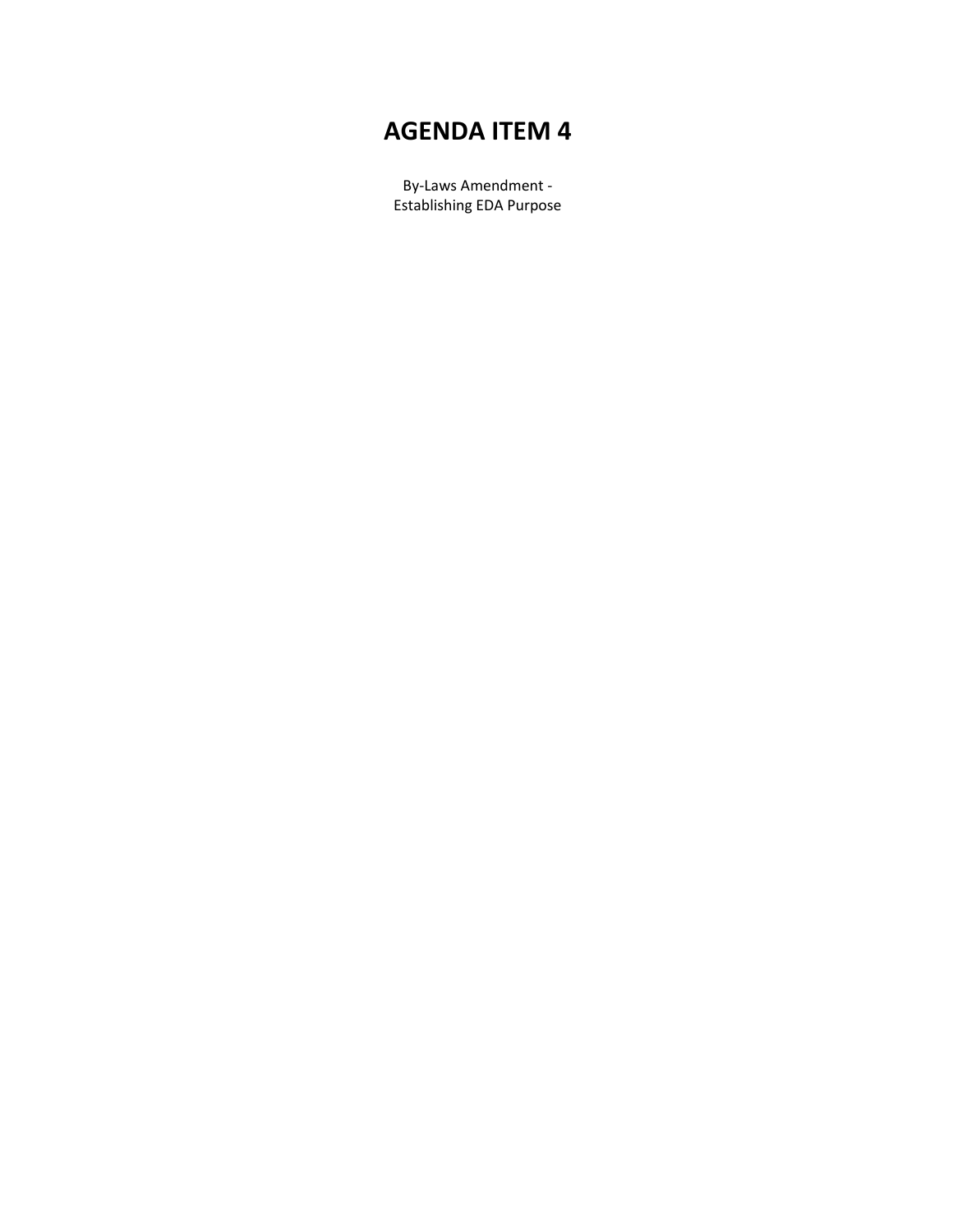# AGENDA ITEM 4

By-Laws Amendment -
Establishing EDA Purpose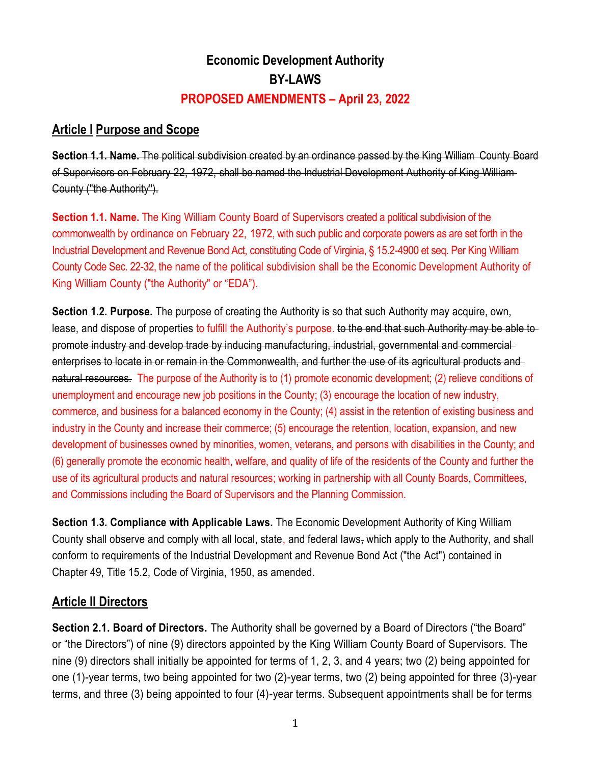# Economic Development Authority
# BY-LAWS
# PROPOSED AMENDMENTS – April 23, 2022

## Article I Purpose and Scope

~~**Section 1.1. Name.** The political subdivision created by an ordinance passed by the King William County Board of Supervisors on February 22, 1972, shall be named the Industrial Development Authority of King William County ("the Authority").~~

**Section 1.1. Name.** The King William County Board of Supervisors created a political subdivision of the commonwealth by ordinance on February 22, 1972, with such public and corporate powers as are set forth in the Industrial Development and Revenue Bond Act, constituting Code of Virginia, § 15.2-4900 et seq. Per King William County Code Sec. 22-32, the name of the political subdivision shall be the Economic Development Authority of King William County ("the Authority" or "EDA").

**Section 1.2. Purpose.** The purpose of creating the Authority is so that such Authority may acquire, own, lease, and dispose of properties to fulfill the Authority's purpose. ~~to the end that such Authority may be able to promote industry and develop trade by inducing manufacturing, industrial, governmental and commercial enterprises to locate in or remain in the Commonwealth, and further the use of its agricultural products and natural resources.~~ The purpose of the Authority is to (1) promote economic development; (2) relieve conditions of unemployment and encourage new job positions in the County; (3) encourage the location of new industry, commerce, and business for a balanced economy in the County; (4) assist in the retention of existing business and industry in the County and increase their commerce; (5) encourage the retention, location, expansion, and new development of businesses owned by minorities, women, veterans, and persons with disabilities in the County; and (6) generally promote the economic health, welfare, and quality of life of the residents of the County and further the use of its agricultural products and natural resources; working in partnership with all County Boards, Committees, and Commissions including the Board of Supervisors and the Planning Commission.

**Section 1.3. Compliance with Applicable Laws.** The Economic Development Authority of King William County shall observe and comply with all local, state, and federal laws~~,~~ which apply to the Authority, and shall conform to requirements of the Industrial Development and Revenue Bond Act ("the Act") contained in Chapter 49, Title 15.2, Code of Virginia, 1950, as amended.

## Article II Directors

**Section 2.1. Board of Directors.** The Authority shall be governed by a Board of Directors ("the Board" or "the Directors") of nine (9) directors appointed by the King William County Board of Supervisors. The nine (9) directors shall initially be appointed for terms of 1, 2, 3, and 4 years; two (2) being appointed for one (1)-year terms, two being appointed for two (2)-year terms, two (2) being appointed for three (3)-year terms, and three (3) being appointed to four (4)-year terms. Subsequent appointments shall be for terms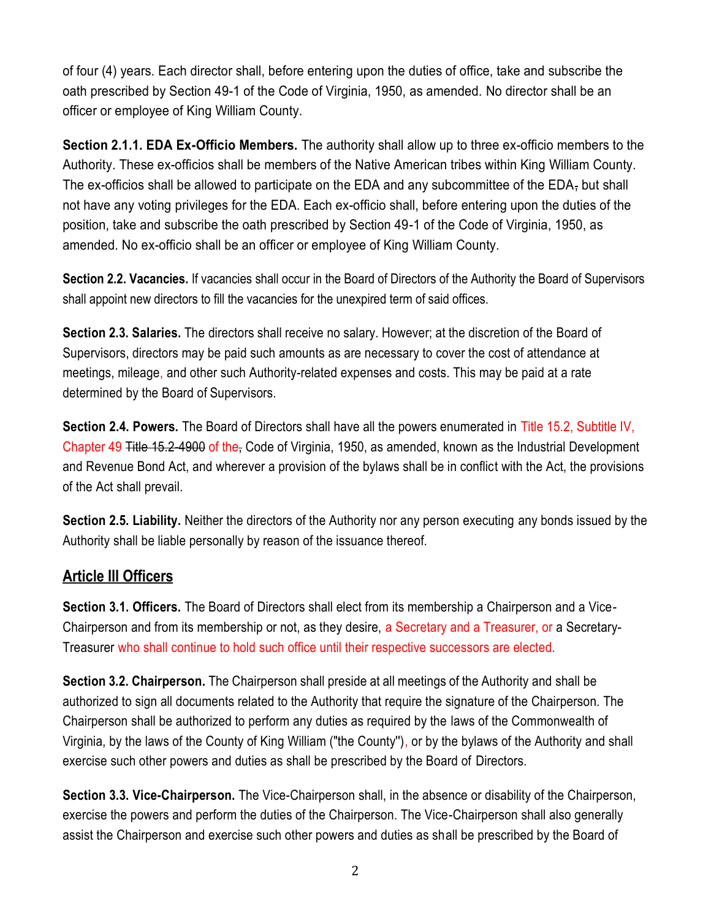of four (4) years. Each director shall, before entering upon the duties of office, take and subscribe the oath prescribed by Section 49-1 of the Code of Virginia, 1950, as amended. No director shall be an officer or employee of King William County.

**Section 2.1.1. EDA Ex-Officio Members.** The authority shall allow up to three ex-officio members to the Authority. These ex-officios shall be members of the Native American tribes within King William County. The ex-officios shall be allowed to participate on the EDA and any subcommittee of the EDA, but shall not have any voting privileges for the EDA. Each ex-officio shall, before entering upon the duties of the position, take and subscribe the oath prescribed by Section 49-1 of the Code of Virginia, 1950, as amended. No ex-officio shall be an officer or employee of King William County.

**Section 2.2. Vacancies.** If vacancies shall occur in the Board of Directors of the Authority the Board of Supervisors shall appoint new directors to fill the vacancies for the unexpired term of said offices.

**Section 2.3. Salaries.** The directors shall receive no salary. However; at the discretion of the Board of Supervisors, directors may be paid such amounts as are necessary to cover the cost of attendance at meetings, mileage, and other such Authority-related expenses and costs. This may be paid at a rate determined by the Board of Supervisors.

**Section 2.4. Powers.** The Board of Directors shall have all the powers enumerated in Title 15.2, Subtitle IV, Chapter 49 ~~Title 15.2-4900~~ of the~~,~~ Code of Virginia, 1950, as amended, known as the Industrial Development and Revenue Bond Act, and wherever a provision of the bylaws shall be in conflict with the Act, the provisions of the Act shall prevail.

**Section 2.5. Liability.** Neither the directors of the Authority nor any person executing any bonds issued by the Authority shall be liable personally by reason of the issuance thereof.

## Article III Officers

**Section 3.1. Officers.** The Board of Directors shall elect from its membership a Chairperson and a Vice-Chairperson and from its membership or not, as they desire, a Secretary and a Treasurer, or a Secretary-Treasurer who shall continue to hold such office until their respective successors are elected.

**Section 3.2. Chairperson.** The Chairperson shall preside at all meetings of the Authority and shall be authorized to sign all documents related to the Authority that require the signature of the Chairperson. The Chairperson shall be authorized to perform any duties as required by the laws of the Commonwealth of Virginia, by the laws of the County of King William ("the County"), or by the bylaws of the Authority and shall exercise such other powers and duties as shall be prescribed by the Board of Directors.

**Section 3.3. Vice-Chairperson.** The Vice-Chairperson shall, in the absence or disability of the Chairperson, exercise the powers and perform the duties of the Chairperson. The Vice-Chairperson shall also generally assist the Chairperson and exercise such other powers and duties as shall be prescribed by the Board of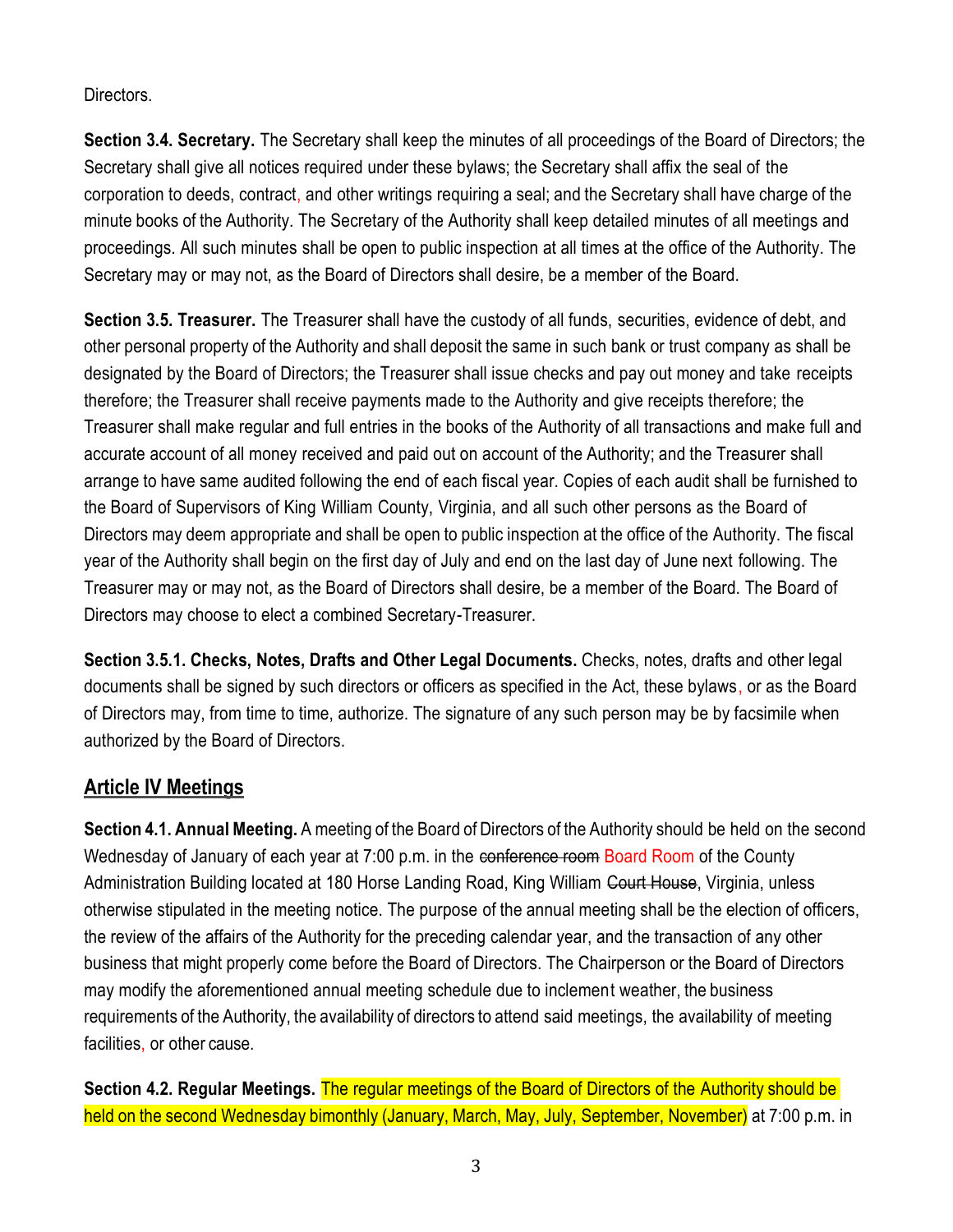Directors.

**Section 3.4. Secretary.** The Secretary shall keep the minutes of all proceedings of the Board of Directors; the Secretary shall give all notices required under these bylaws; the Secretary shall affix the seal of the corporation to deeds, contract, and other writings requiring a seal; and the Secretary shall have charge of the minute books of the Authority. The Secretary of the Authority shall keep detailed minutes of all meetings and proceedings. All such minutes shall be open to public inspection at all times at the office of the Authority. The Secretary may or may not, as the Board of Directors shall desire, be a member of the Board.

**Section 3.5. Treasurer.** The Treasurer shall have the custody of all funds, securities, evidence of debt, and other personal property of the Authority and shall deposit the same in such bank or trust company as shall be designated by the Board of Directors; the Treasurer shall issue checks and pay out money and take receipts therefore; the Treasurer shall receive payments made to the Authority and give receipts therefore; the Treasurer shall make regular and full entries in the books of the Authority of all transactions and make full and accurate account of all money received and paid out on account of the Authority; and the Treasurer shall arrange to have same audited following the end of each fiscal year. Copies of each audit shall be furnished to the Board of Supervisors of King William County, Virginia, and all such other persons as the Board of Directors may deem appropriate and shall be open to public inspection at the office of the Authority. The fiscal year of the Authority shall begin on the first day of July and end on the last day of June next following. The Treasurer may or may not, as the Board of Directors shall desire, be a member of the Board. The Board of Directors may choose to elect a combined Secretary-Treasurer.

**Section 3.5.1. Checks, Notes, Drafts and Other Legal Documents.** Checks, notes, drafts and other legal documents shall be signed by such directors or officers as specified in the Act, these bylaws, or as the Board of Directors may, from time to time, authorize. The signature of any such person may be by facsimile when authorized by the Board of Directors.

## Article IV Meetings

**Section 4.1. Annual Meeting.** A meeting of the Board of Directors of the Authority should be held on the second Wednesday of January of each year at 7:00 p.m. in the ~~conference room~~ Board Room of the County Administration Building located at 180 Horse Landing Road, King William ~~Court House~~, Virginia, unless otherwise stipulated in the meeting notice. The purpose of the annual meeting shall be the election of officers, the review of the affairs of the Authority for the preceding calendar year, and the transaction of any other business that might properly come before the Board of Directors. The Chairperson or the Board of Directors may modify the aforementioned annual meeting schedule due to inclement weather, the business requirements of the Authority, the availability of directors to attend said meetings, the availability of meeting facilities, or other cause.

**Section 4.2. Regular Meetings.** The regular meetings of the Board of Directors of the Authority should be held on the second Wednesday bimonthly (January, March, May, July, September, November) at 7:00 p.m. in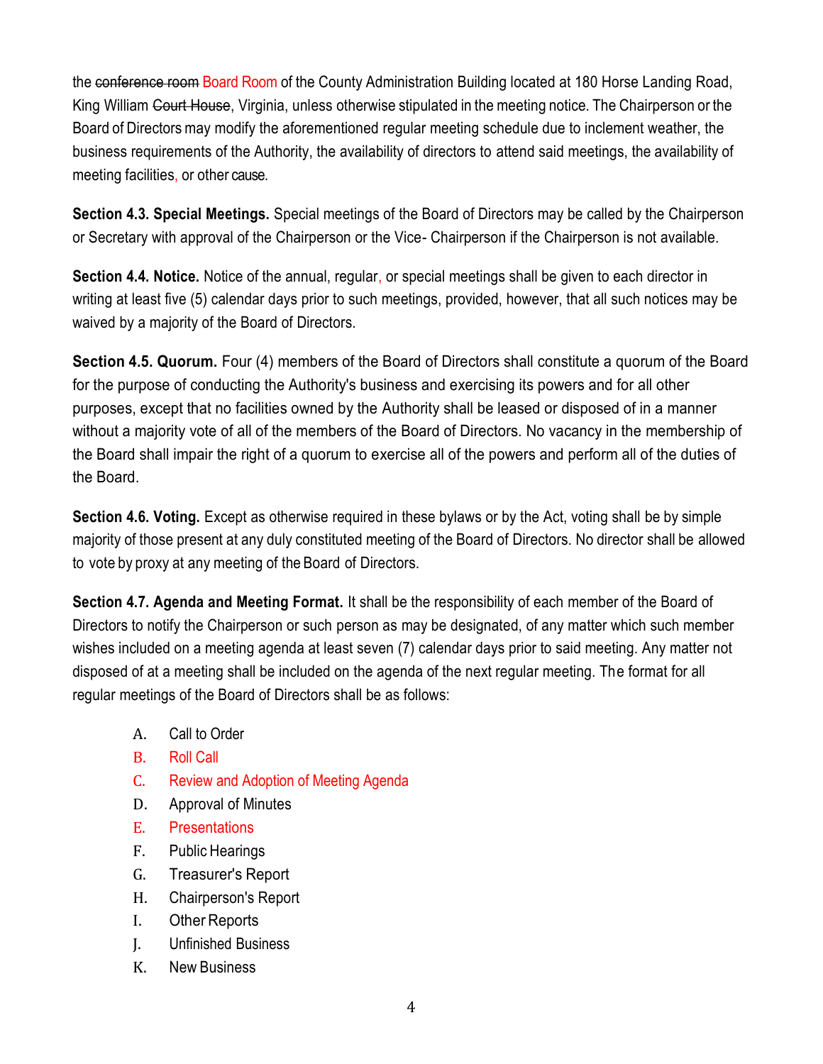the ~~conference room~~ Board Room of the County Administration Building located at 180 Horse Landing Road, King William ~~Court House~~, Virginia, unless otherwise stipulated in the meeting notice. The Chairperson or the Board of Directors may modify the aforementioned regular meeting schedule due to inclement weather, the business requirements of the Authority, the availability of directors to attend said meetings, the availability of meeting facilities, or other cause.

**Section 4.3. Special Meetings.** Special meetings of the Board of Directors may be called by the Chairperson or Secretary with approval of the Chairperson or the Vice- Chairperson if the Chairperson is not available.

**Section 4.4. Notice.** Notice of the annual, regular, or special meetings shall be given to each director in writing at least five (5) calendar days prior to such meetings, provided, however, that all such notices may be waived by a majority of the Board of Directors.

**Section 4.5. Quorum.** Four (4) members of the Board of Directors shall constitute a quorum of the Board for the purpose of conducting the Authority's business and exercising its powers and for all other purposes, except that no facilities owned by the Authority shall be leased or disposed of in a manner without a majority vote of all of the members of the Board of Directors. No vacancy in the membership of the Board shall impair the right of a quorum to exercise all of the powers and perform all of the duties of the Board.

**Section 4.6. Voting.** Except as otherwise required in these bylaws or by the Act, voting shall be by simple majority of those present at any duly constituted meeting of the Board of Directors. No director shall be allowed to vote by proxy at any meeting of the Board of Directors.

**Section 4.7. Agenda and Meeting Format.** It shall be the responsibility of each member of the Board of Directors to notify the Chairperson or such person as may be designated, of any matter which such member wishes included on a meeting agenda at least seven (7) calendar days prior to said meeting. Any matter not disposed of at a meeting shall be included on the agenda of the next regular meeting. The format for all regular meetings of the Board of Directors shall be as follows:

A. Call to Order
B. Roll Call
C. Review and Adoption of Meeting Agenda
D. Approval of Minutes
E. Presentations
F. Public Hearings
G. Treasurer's Report
H. Chairperson's Report
I. Other Reports
J. Unfinished Business
K. New Business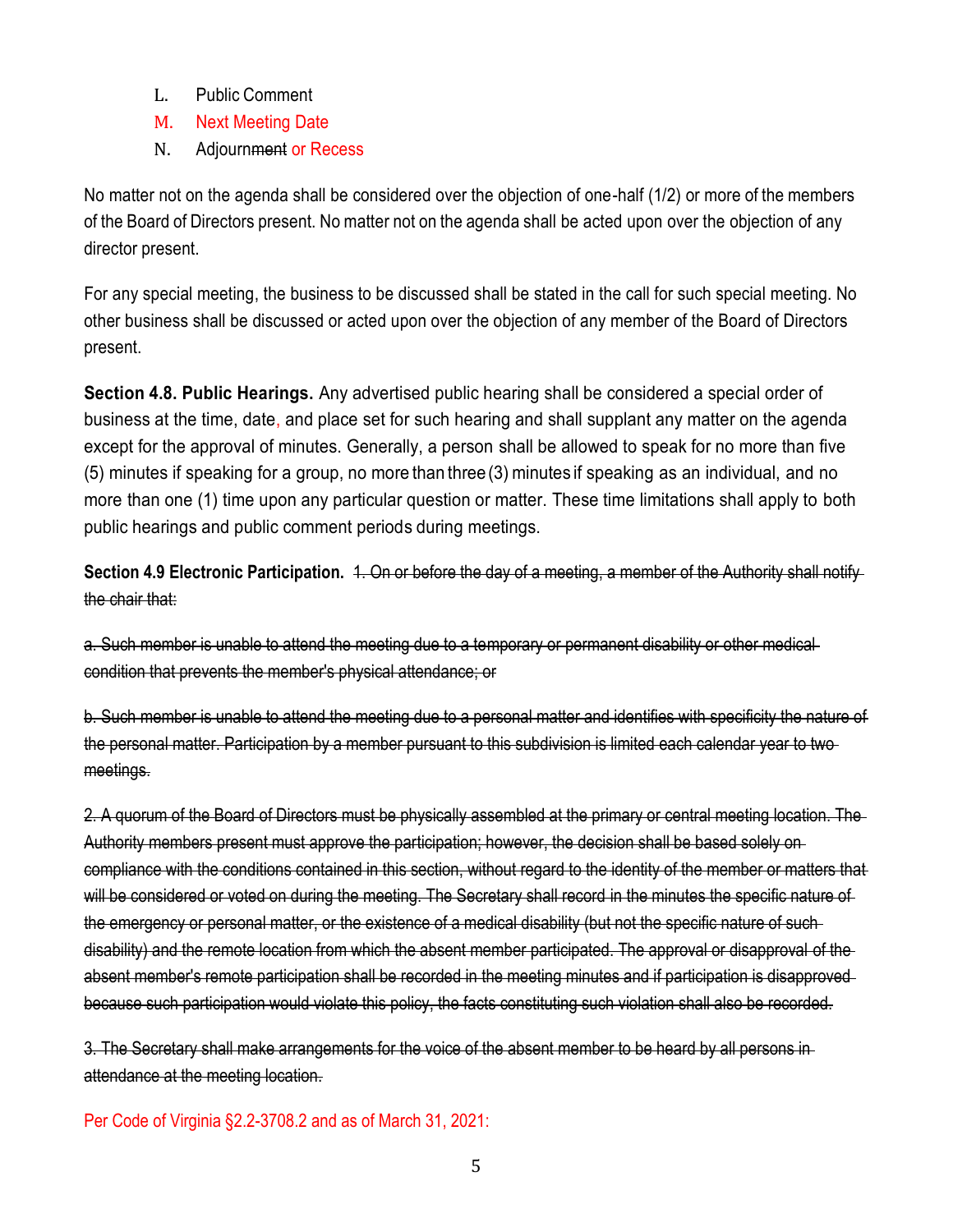L. Public Comment
M. Next Meeting Date
N. Adjournment or Recess

No matter not on the agenda shall be considered over the objection of one-half (1/2) or more of the members of the Board of Directors present. No matter not on the agenda shall be acted upon over the objection of any director present.

For any special meeting, the business to be discussed shall be stated in the call for such special meeting. No other business shall be discussed or acted upon over the objection of any member of the Board of Directors present.

**Section 4.8. Public Hearings.** Any advertised public hearing shall be considered a special order of business at the time, date, and place set for such hearing and shall supplant any matter on the agenda except for the approval of minutes. Generally, a person shall be allowed to speak for no more than five (5) minutes if speaking for a group, no more than three (3) minutes if speaking as an individual, and no more than one (1) time upon any particular question or matter. These time limitations shall apply to both public hearings and public comment periods during meetings.

**Section 4.9 Electronic Participation.** ~~1. On or before the day of a meeting, a member of the Authority shall notify the chair that:~~

~~a. Such member is unable to attend the meeting due to a temporary or permanent disability or other medical condition that prevents the member's physical attendance; or~~

~~b. Such member is unable to attend the meeting due to a personal matter and identifies with specificity the nature of the personal matter. Participation by a member pursuant to this subdivision is limited each calendar year to two meetings.~~

~~2. A quorum of the Board of Directors must be physically assembled at the primary or central meeting location. The Authority members present must approve the participation; however, the decision shall be based solely on compliance with the conditions contained in this section, without regard to the identity of the member or matters that will be considered or voted on during the meeting. The Secretary shall record in the minutes the specific nature of the emergency or personal matter, or the existence of a medical disability (but not the specific nature of such disability) and the remote location from which the absent member participated. The approval or disapproval of the absent member's remote participation shall be recorded in the meeting minutes and if participation is disapproved because such participation would violate this policy, the facts constituting such violation shall also be recorded.~~

~~3. The Secretary shall make arrangements for the voice of the absent member to be heard by all persons in attendance at the meeting location.~~

Per Code of Virginia §2.2-3708.2 and as of March 31, 2021: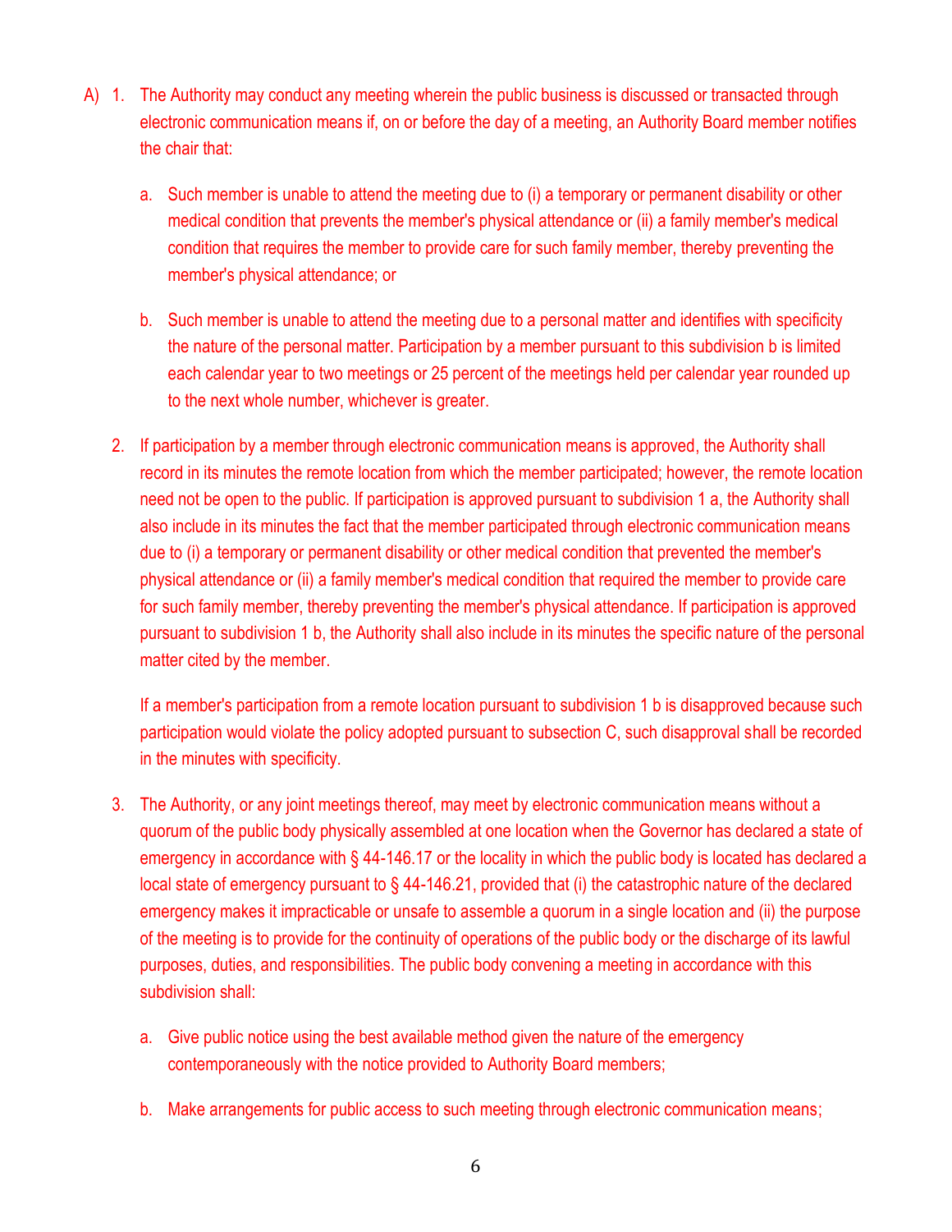A) 1. The Authority may conduct any meeting wherein the public business is discussed or transacted through electronic communication means if, on or before the day of a meeting, an Authority Board member notifies the chair that:

   a. Such member is unable to attend the meeting due to (i) a temporary or permanent disability or other medical condition that prevents the member's physical attendance or (ii) a family member's medical condition that requires the member to provide care for such family member, thereby preventing the member's physical attendance; or

   b. Such member is unable to attend the meeting due to a personal matter and identifies with specificity the nature of the personal matter. Participation by a member pursuant to this subdivision b is limited each calendar year to two meetings or 25 percent of the meetings held per calendar year rounded up to the next whole number, whichever is greater.

2. If participation by a member through electronic communication means is approved, the Authority shall record in its minutes the remote location from which the member participated; however, the remote location need not be open to the public. If participation is approved pursuant to subdivision 1 a, the Authority shall also include in its minutes the fact that the member participated through electronic communication means due to (i) a temporary or permanent disability or other medical condition that prevented the member's physical attendance or (ii) a family member's medical condition that required the member to provide care for such family member, thereby preventing the member's physical attendance. If participation is approved pursuant to subdivision 1 b, the Authority shall also include in its minutes the specific nature of the personal matter cited by the member.

   If a member's participation from a remote location pursuant to subdivision 1 b is disapproved because such participation would violate the policy adopted pursuant to subsection C, such disapproval shall be recorded in the minutes with specificity.

3. The Authority, or any joint meetings thereof, may meet by electronic communication means without a quorum of the public body physically assembled at one location when the Governor has declared a state of emergency in accordance with § 44-146.17 or the locality in which the public body is located has declared a local state of emergency pursuant to § 44-146.21, provided that (i) the catastrophic nature of the declared emergency makes it impracticable or unsafe to assemble a quorum in a single location and (ii) the purpose of the meeting is to provide for the continuity of operations of the public body or the discharge of its lawful purposes, duties, and responsibilities. The public body convening a meeting in accordance with this subdivision shall:

   a. Give public notice using the best available method given the nature of the emergency contemporaneously with the notice provided to Authority Board members;

   b. Make arrangements for public access to such meeting through electronic communication means;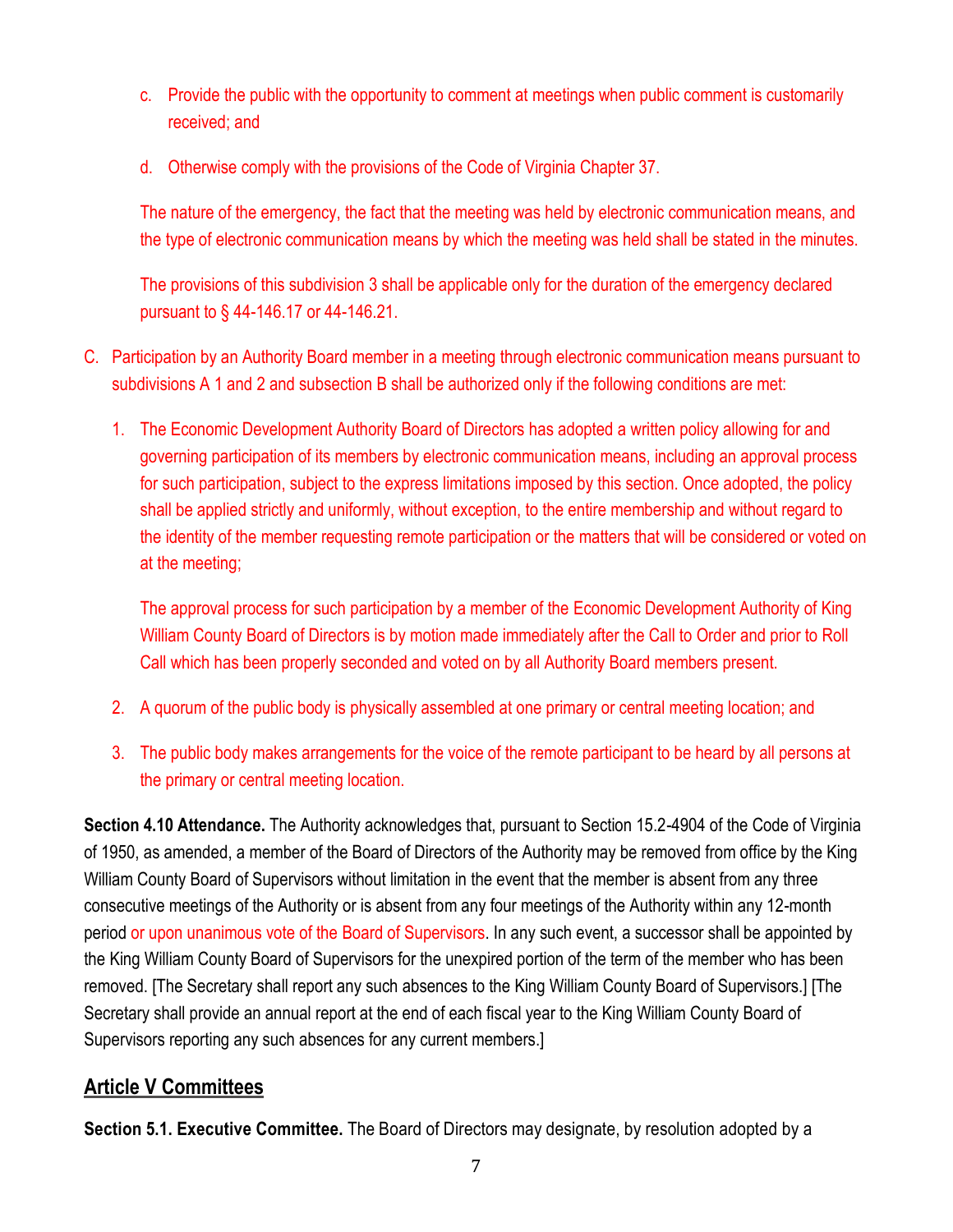c. Provide the public with the opportunity to comment at meetings when public comment is customarily received; and

d. Otherwise comply with the provisions of the Code of Virginia Chapter 37.

The nature of the emergency, the fact that the meeting was held by electronic communication means, and the type of electronic communication means by which the meeting was held shall be stated in the minutes.

The provisions of this subdivision 3 shall be applicable only for the duration of the emergency declared pursuant to § 44-146.17 or 44-146.21.

C. Participation by an Authority Board member in a meeting through electronic communication means pursuant to subdivisions A 1 and 2 and subsection B shall be authorized only if the following conditions are met:

1. The Economic Development Authority Board of Directors has adopted a written policy allowing for and governing participation of its members by electronic communication means, including an approval process for such participation, subject to the express limitations imposed by this section. Once adopted, the policy shall be applied strictly and uniformly, without exception, to the entire membership and without regard to the identity of the member requesting remote participation or the matters that will be considered or voted on at the meeting;

   The approval process for such participation by a member of the Economic Development Authority of King William County Board of Directors is by motion made immediately after the Call to Order and prior to Roll Call which has been properly seconded and voted on by all Authority Board members present.

2. A quorum of the public body is physically assembled at one primary or central meeting location; and

3. The public body makes arrangements for the voice of the remote participant to be heard by all persons at the primary or central meeting location.

**Section 4.10 Attendance.** The Authority acknowledges that, pursuant to Section 15.2-4904 of the Code of Virginia of 1950, as amended, a member of the Board of Directors of the Authority may be removed from office by the King William County Board of Supervisors without limitation in the event that the member is absent from any three consecutive meetings of the Authority or is absent from any four meetings of the Authority within any 12-month period or upon unanimous vote of the Board of Supervisors. In any such event, a successor shall be appointed by the King William County Board of Supervisors for the unexpired portion of the term of the member who has been removed. [The Secretary shall report any such absences to the King William County Board of Supervisors.] [The Secretary shall provide an annual report at the end of each fiscal year to the King William County Board of Supervisors reporting any such absences for any current members.]

## Article V Committees

**Section 5.1. Executive Committee.** The Board of Directors may designate, by resolution adopted by a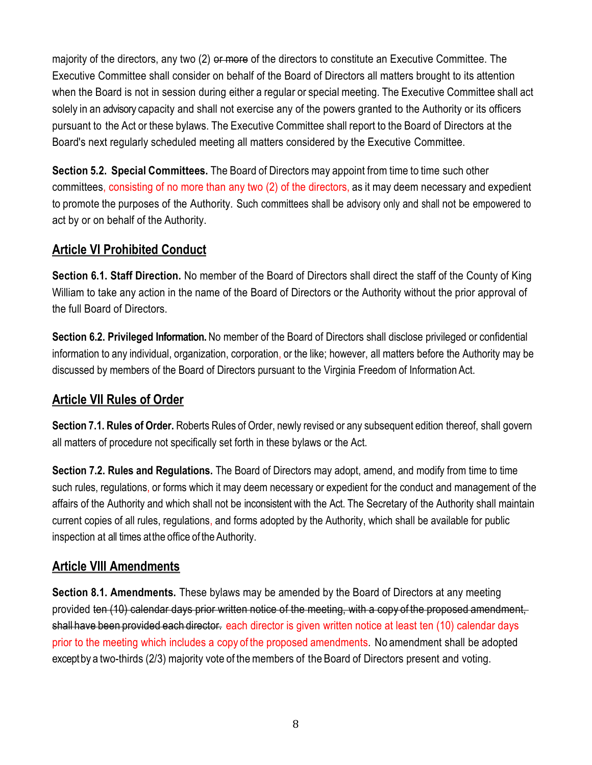majority of the directors, any two (2) ~~or more~~ of the directors to constitute an Executive Committee. The Executive Committee shall consider on behalf of the Board of Directors all matters brought to its attention when the Board is not in session during either a regular or special meeting. The Executive Committee shall act solely in an advisory capacity and shall not exercise any of the powers granted to the Authority or its officers pursuant to the Act or these bylaws. The Executive Committee shall report to the Board of Directors at the Board's next regularly scheduled meeting all matters considered by the Executive Committee.

**Section 5.2. Special Committees.** The Board of Directors may appoint from time to time such other committees, consisting of no more than any two (2) of the directors, as it may deem necessary and expedient to promote the purposes of the Authority. Such committees shall be advisory only and shall not be empowered to act by or on behalf of the Authority.

## Article VI Prohibited Conduct

**Section 6.1. Staff Direction.** No member of the Board of Directors shall direct the staff of the County of King William to take any action in the name of the Board of Directors or the Authority without the prior approval of the full Board of Directors.

**Section 6.2. Privileged Information.** No member of the Board of Directors shall disclose privileged or confidential information to any individual, organization, corporation, or the like; however, all matters before the Authority may be discussed by members of the Board of Directors pursuant to the Virginia Freedom of Information Act.

## Article VII Rules of Order

**Section 7.1. Rules of Order.** Roberts Rules of Order, newly revised or any subsequent edition thereof, shall govern all matters of procedure not specifically set forth in these bylaws or the Act.

**Section 7.2. Rules and Regulations.** The Board of Directors may adopt, amend, and modify from time to time such rules, regulations, or forms which it may deem necessary or expedient for the conduct and management of the affairs of the Authority and which shall not be inconsistent with the Act. The Secretary of the Authority shall maintain current copies of all rules, regulations, and forms adopted by the Authority, which shall be available for public inspection at all times at the office of the Authority.

## Article VIII Amendments

**Section 8.1. Amendments.** These bylaws may be amended by the Board of Directors at any meeting provided ~~ten (10) calendar days prior written notice of the meeting, with a copy of the proposed amendment, shall have been provided each director.~~ each director is given written notice at least ten (10) calendar days prior to the meeting which includes a copy of the proposed amendments. No amendment shall be adopted except by a two-thirds (2/3) majority vote of the members of the Board of Directors present and voting.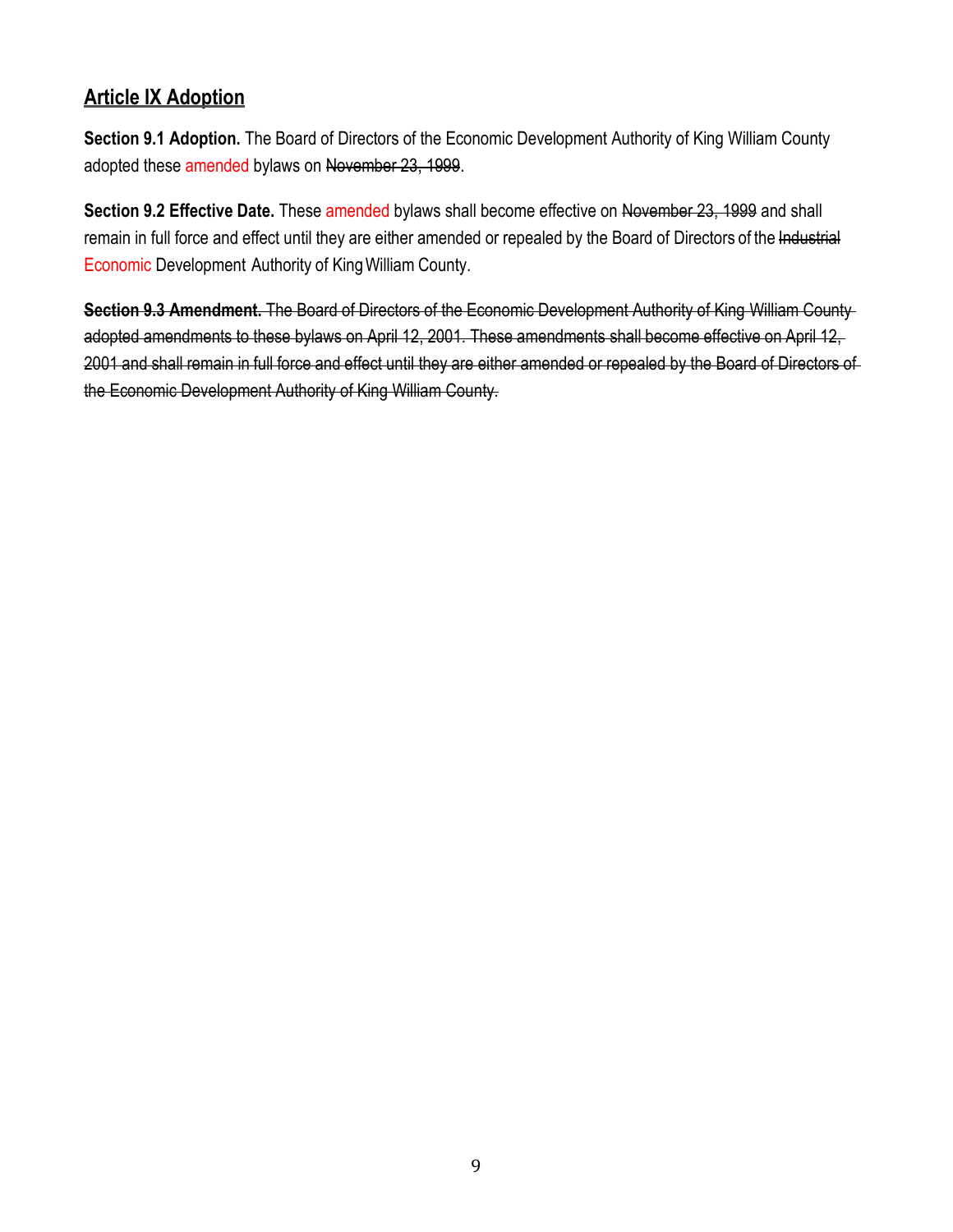## Article IX Adoption

**Section 9.1 Adoption.** The Board of Directors of the Economic Development Authority of King William County adopted these amended bylaws on ~~November 23, 1999~~.

**Section 9.2 Effective Date.** These amended bylaws shall become effective on ~~November 23, 1999~~ and shall remain in full force and effect until they are either amended or repealed by the Board of Directors of the ~~Industrial~~ Economic Development Authority of King William County.

~~**Section 9.3 Amendment.** The Board of Directors of the Economic Development Authority of King William County adopted amendments to these bylaws on April 12, 2001. These amendments shall become effective on April 12, 2001 and shall remain in full force and effect until they are either amended or repealed by the Board of Directors of the Economic Development Authority of King William County.~~